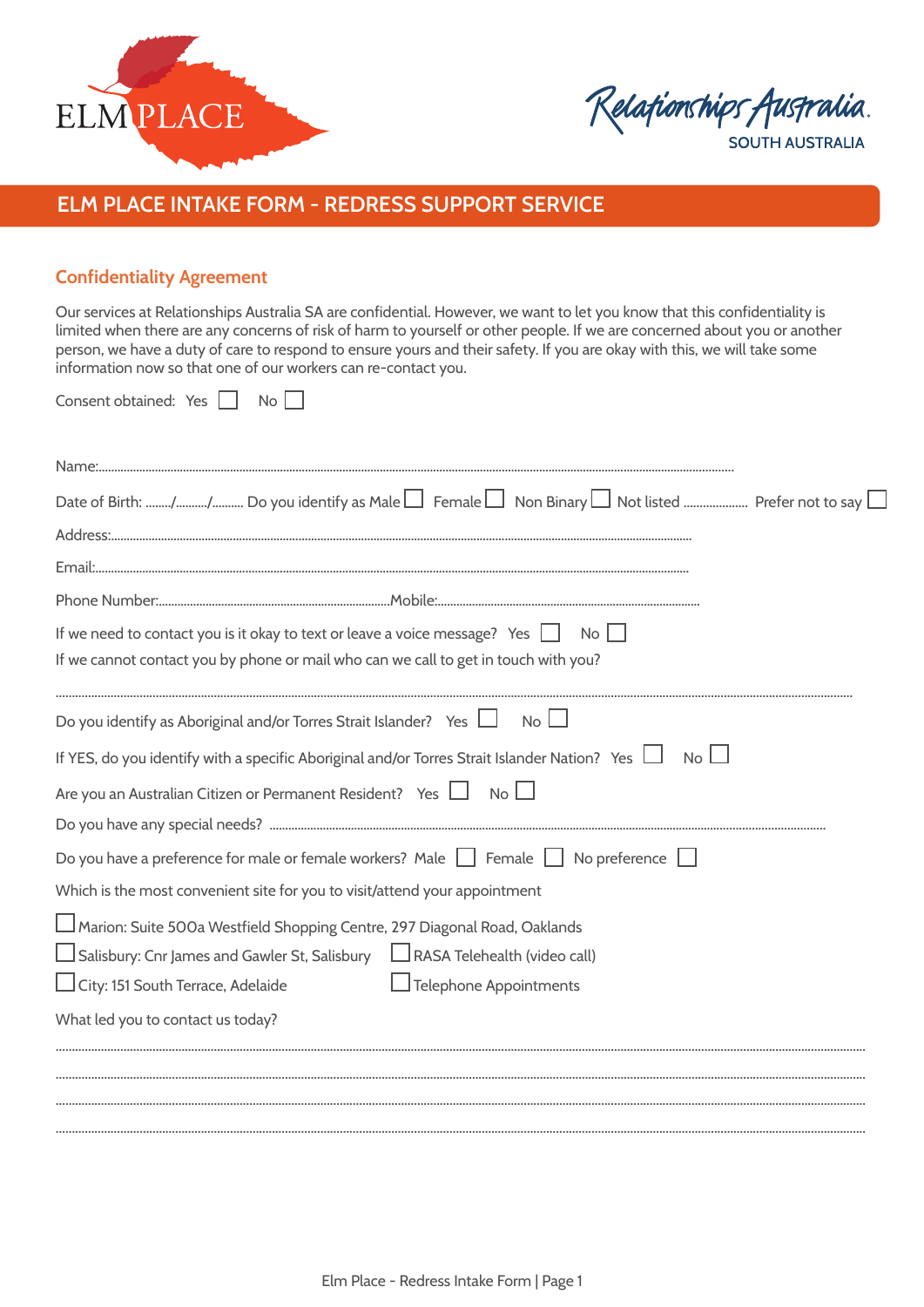ELM PLACE

Relationships Australia
SOUTH AUSTRALIA

# ELM PLACE INTAKE FORM - REDRESS SUPPORT SERVICE

## Confidentiality Agreement

Our services at Relationships Australia SA are confidential. However, we want to let you know that this confidentiality is limited when there are any concerns of risk of harm to yourself or other people. If we are concerned about you or another person, we have a duty of care to respond to ensure yours and their safety. If you are okay with this, we will take some information now so that one of our workers can re-contact you.

Consent obtained: Yes ☐ No ☐

Name:........................................................................................................................................................................

Date of Birth: ......../........./......... Do you identify as Male ☐ Female ☐ Non Binary ☐ Not listed .................... Prefer not to say ☐

Address:.....................................................................................................................................................................

Email:.........................................................................................................................................................................

Phone Number:.........................................................................Mobile:.....................................................................

If we need to contact you is it okay to text or leave a voice message? Yes ☐ No ☐

If we cannot contact you by phone or mail who can we call to get in touch with you?

..................................................................................................................................................................................

Do you identify as Aboriginal and/or Torres Strait Islander? Yes ☐ No ☐

If YES, do you identify with a specific Aboriginal and/or Torres Strait Islander Nation? Yes ☐ No ☐

Are you an Australian Citizen or Permanent Resident? Yes ☐ No ☐

Do you have any special needs? ..............................................................................................................................

Do you have a preference for male or female workers? Male ☐ Female ☐ No preference ☐

Which is the most convenient site for you to visit/attend your appointment

☐ Marion: Suite 500a Westfield Shopping Centre, 297 Diagonal Road, Oaklands

☐ Salisbury: Cnr James and Gawler St, Salisbury

☐ City: 151 South Terrace, Adelaide

☐ RASA Telehealth (video call)

☐ Telephone Appointments

What led you to contact us today?

..................................................................................................................................................................................

..................................................................................................................................................................................

..................................................................................................................................................................................

..................................................................................................................................................................................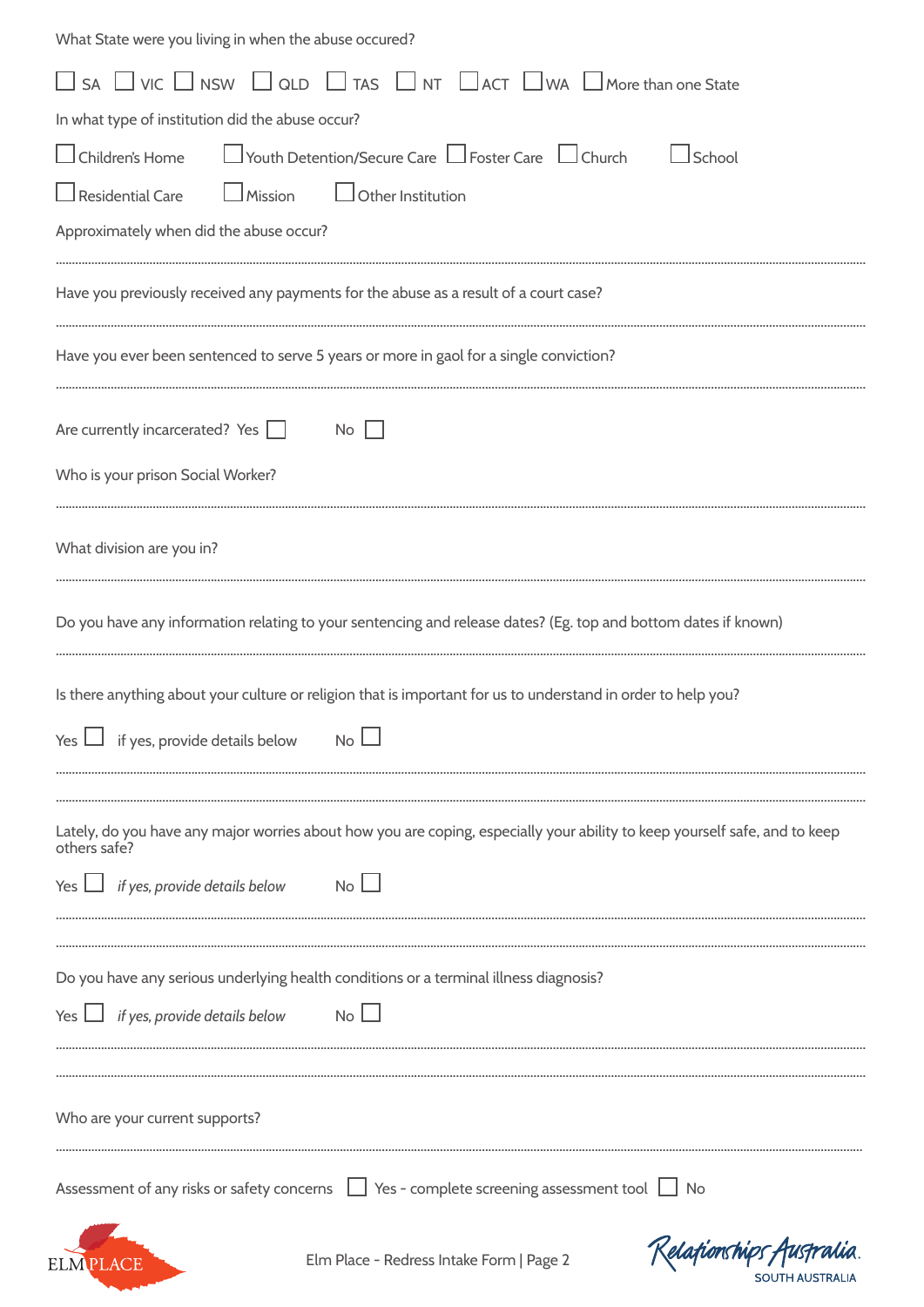What State were you living in when the abuse occured?

☐ SA ☐ VIC ☐ NSW ☐ QLD ☐ TAS ☐ NT ☐ ACT ☐ WA ☐ More than one State

In what type of institution did the abuse occur?

☐ Children's Home ☐ Youth Detention/Secure Care ☐ Foster Care ☐ Church ☐ School

☐ Residential Care ☐ Mission ☐ Other Institution

Approximately when did the abuse occur?

..............................................................................................................................................................

Have you previously received any payments for the abuse as a result of a court case?

..............................................................................................................................................................

Have you ever been sentenced to serve 5 years or more in gaol for a single conviction?

..............................................................................................................................................................

Are currently incarcerated? Yes ☐ No ☐

Who is your prison Social Worker?

..............................................................................................................................................................

What division are you in?

..............................................................................................................................................................

Do you have any information relating to your sentencing and release dates? (Eg. top and bottom dates if known)

..............................................................................................................................................................

Is there anything about your culture or religion that is important for us to understand in order to help you?

Yes ☐ if yes, provide details below No ☐

..............................................................................................................................................................

..............................................................................................................................................................

Lately, do you have any major worries about how you are coping, especially your ability to keep yourself safe, and to keep others safe?

Yes ☐ *if yes, provide details below* No ☐

..............................................................................................................................................................

..............................................................................................................................................................

Do you have any serious underlying health conditions or a terminal illness diagnosis?

Yes ☐ *if yes, provide details below* No ☐

..............................................................................................................................................................

..............................................................................................................................................................

Who are your current supports?

..............................................................................................................................................................

Assessment of any risks or safety concerns ☐ Yes - complete screening assessment tool ☐ No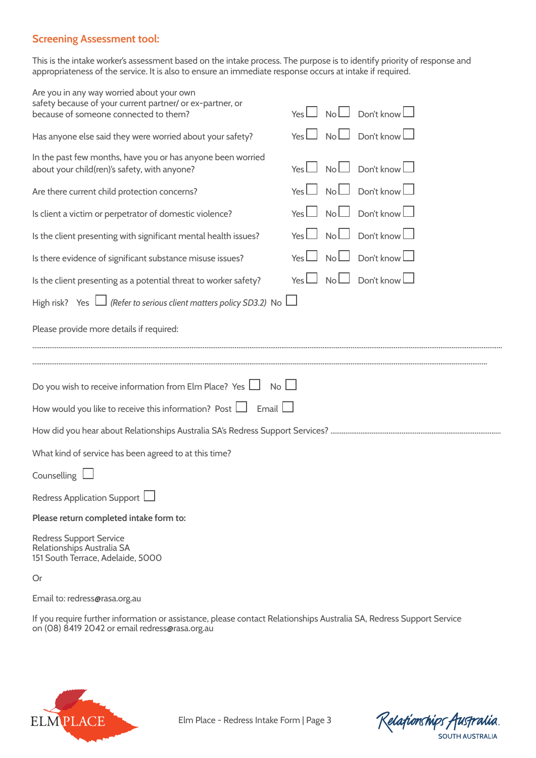## Screening Assessment tool:

This is the intake worker's assessment based on the intake process. The purpose is to identify priority of response and appropriateness of the service. It is also to ensure an immediate response occurs at intake if required.

Are you in any way worried about your own safety because of your current partner/ or ex-partner, or because of someone connected to them? Yes ☐ No ☐ Don't know ☐

Has anyone else said they were worried about your safety? Yes ☐ No ☐ Don't know ☐

In the past few months, have you or has anyone been worried about your child(ren)'s safety, with anyone? Yes ☐ No ☐ Don't know ☐

Are there current child protection concerns? Yes ☐ No ☐ Don't know ☐

Is client a victim or perpetrator of domestic violence? Yes ☐ No ☐ Don't know ☐

Is the client presenting with significant mental health issues? Yes ☐ No ☐ Don't know ☐

Is there evidence of significant substance misuse issues? Yes ☐ No ☐ Don't know ☐

Is the client presenting as a potential threat to worker safety? Yes ☐ No ☐ Don't know ☐

High risk? Yes ☐ *(Refer to serious client matters policy SD3.2)* No ☐

Please provide more details if required:

..................................................................................................................................................................................................................

..................................................................................................................................................................................................................

Do you wish to receive information from Elm Place? Yes ☐ No ☐

How would you like to receive this information? Post ☐ Email ☐

How did you hear about Relationships Australia SA's Redress Support Services? ..................................................................................

What kind of service has been agreed to at this time?

Counselling ☐

Redress Application Support ☐

**Please return completed intake form to:**

Redress Support Service
Relationships Australia SA
151 South Terrace, Adelaide, 5000

Or

Email to: redress@rasa.org.au

If you require further information or assistance, please contact Relationships Australia SA, Redress Support Service on (08) 8419 2042 or email redress@rasa.org.au